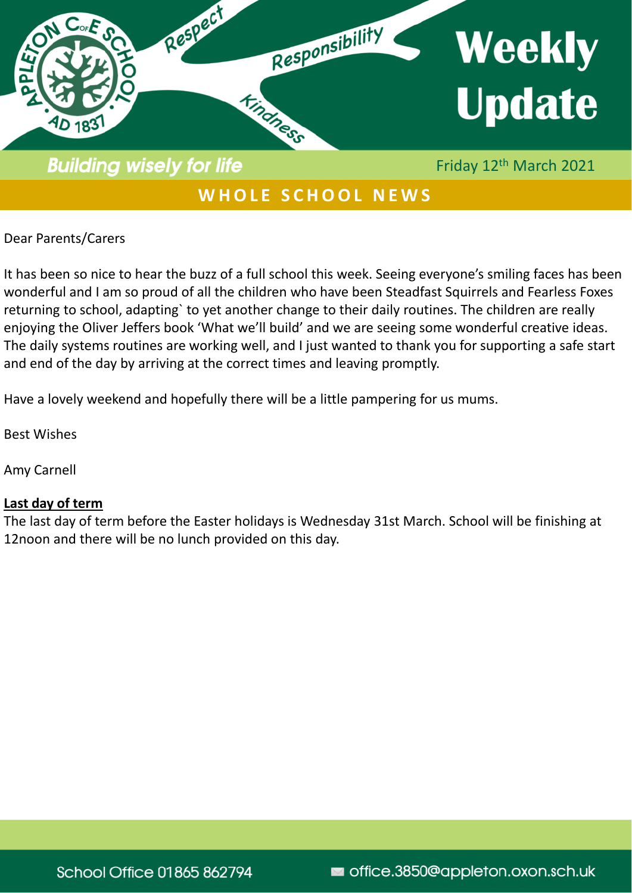# Weekly Update

Respect · Responsibility · Kindness

APPLETON C of E SCHOOL · AD 1837

*Building wisely for life*

Friday 12th March 2021

## WHOLE SCHOOL NEWS

Dear Parents/Carers

It has been so nice to hear the buzz of a full school this week. Seeing everyone's smiling faces has been wonderful and I am so proud of all the children who have been Steadfast Squirrels and Fearless Foxes returning to school, adapting` to yet another change to their daily routines. The children are really enjoying the Oliver Jeffers book 'What we'll build' and we are seeing some wonderful creative ideas. The daily systems routines are working well, and I just wanted to thank you for supporting a safe start and end of the day by arriving at the correct times and leaving promptly.

Have a lovely weekend and hopefully there will be a little pampering for us mums.

Best Wishes

Amy Carnell

**Last day of term**

The last day of term before the Easter holidays is Wednesday 31st March. School will be finishing at 12noon and there will be no lunch provided on this day.

School Office 01865 862794 office.3850@appleton.oxon.sch.uk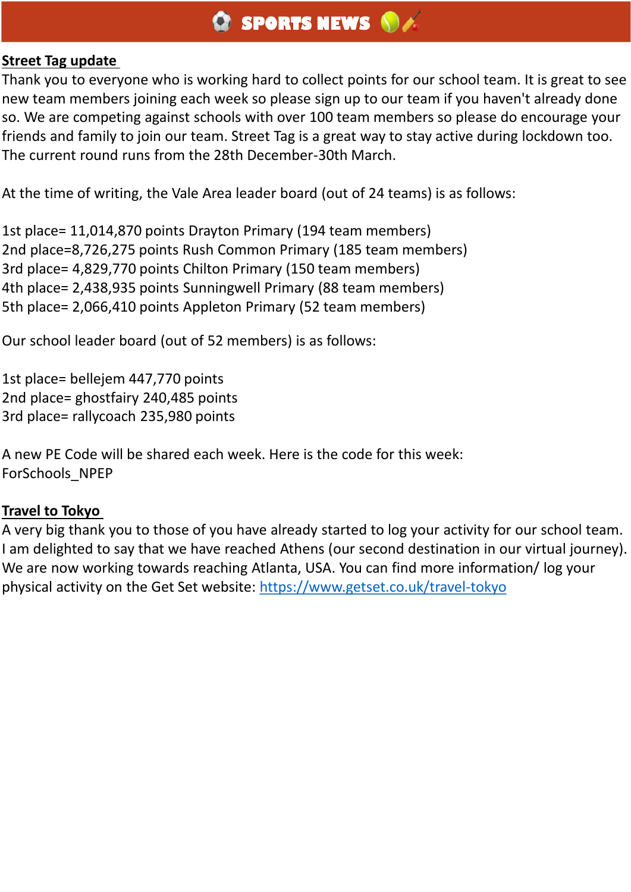# ⚽ SPORTS NEWS 🎾🏏

**Street Tag update**

Thank you to everyone who is working hard to collect points for our school team. It is great to see new team members joining each week so please sign up to our team if you haven't already done so. We are competing against schools with over 100 team members so please do encourage your friends and family to join our team. Street Tag is a great way to stay active during lockdown too. The current round runs from the 28th December-30th March.

At the time of writing, the Vale Area leader board (out of 24 teams) is as follows:

1st place= 11,014,870 points Drayton Primary (194 team members)
2nd place=8,726,275 points Rush Common Primary (185 team members)
3rd place= 4,829,770 points Chilton Primary (150 team members)
4th place= 2,438,935 points Sunningwell Primary (88 team members)
5th place= 2,066,410 points Appleton Primary (52 team members)

Our school leader board (out of 52 members) is as follows:

1st place= bellejem 447,770 points
2nd place= ghostfairy 240,485 points
3rd place= rallycoach 235,980 points

A new PE Code will be shared each week. Here is the code for this week:
ForSchools_NPEP

**Travel to Tokyo**

A very big thank you to those of you have already started to log your activity for our school team. I am delighted to say that we have reached Athens (our second destination in our virtual journey). We are now working towards reaching Atlanta, USA. You can find more information/ log your physical activity on the Get Set website: [https://www.getset.co.uk/travel-tokyo](https://www.getset.co.uk/travel-tokyo)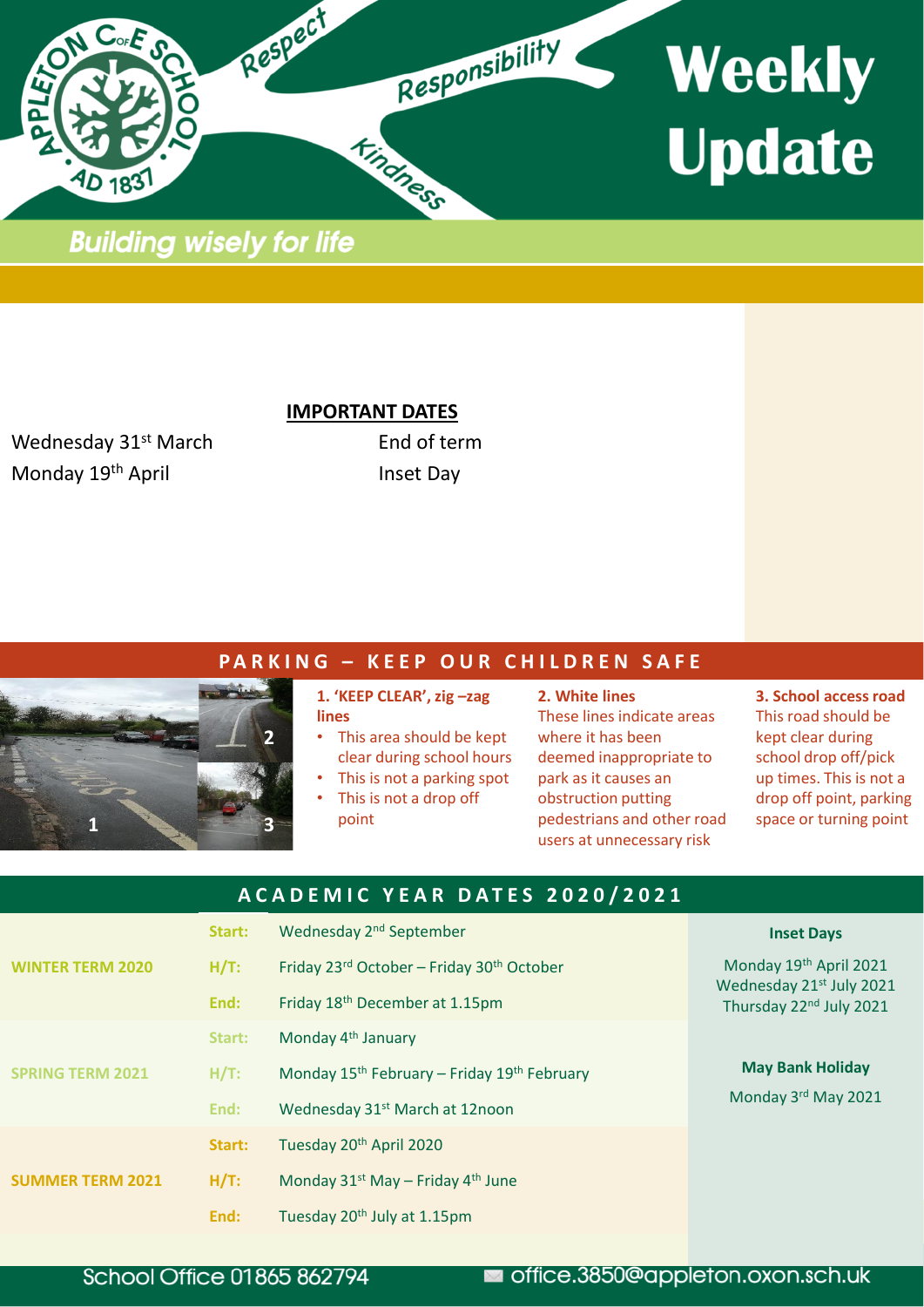# Weekly Update

Respect · Responsibility · Kindness

*Building wisely for life*

## IMPORTANT DATES

| | |
|---|---|
| Wednesday 31st March | End of term |
| Monday 19th April | Inset Day |

## PARKING – KEEP OUR CHILDREN SAFE

**1. 'KEEP CLEAR', zig –zag lines**

- This area should be kept clear during school hours
- This is not a parking spot
- This is not a drop off point

**2. White lines**

These lines indicate areas where it has been deemed inappropriate to park as it causes an obstruction putting pedestrians and other road users at unnecessary risk

**3. School access road**

This road should be kept clear during school drop off/pick up times. This is not a drop off point, parking space or turning point

## ACADEMIC YEAR DATES 2020/2021

| | | |
|---|---|---|
| **WINTER TERM 2020** | **Start:** | Wednesday 2nd September |
| | **H/T:** | Friday 23rd October – Friday 30th October |
| | **End:** | Friday 18th December at 1.15pm |
| **SPRING TERM 2021** | **Start:** | Monday 4th January |
| | **H/T:** | Monday 15th February – Friday 19th February |
| | **End:** | Wednesday 31st March at 12noon |
| **SUMMER TERM 2021** | **Start:** | Tuesday 20th April 2020 |
| | **H/T:** | Monday 31st May – Friday 4th June |
| | **End:** | Tuesday 20th July at 1.15pm |

**Inset Days**

Monday 19th April 2021
Wednesday 21st July 2021
Thursday 22nd July 2021

**May Bank Holiday**

Monday 3rd May 2021

School Office 01865 862794 office.3850@appleton.oxon.sch.uk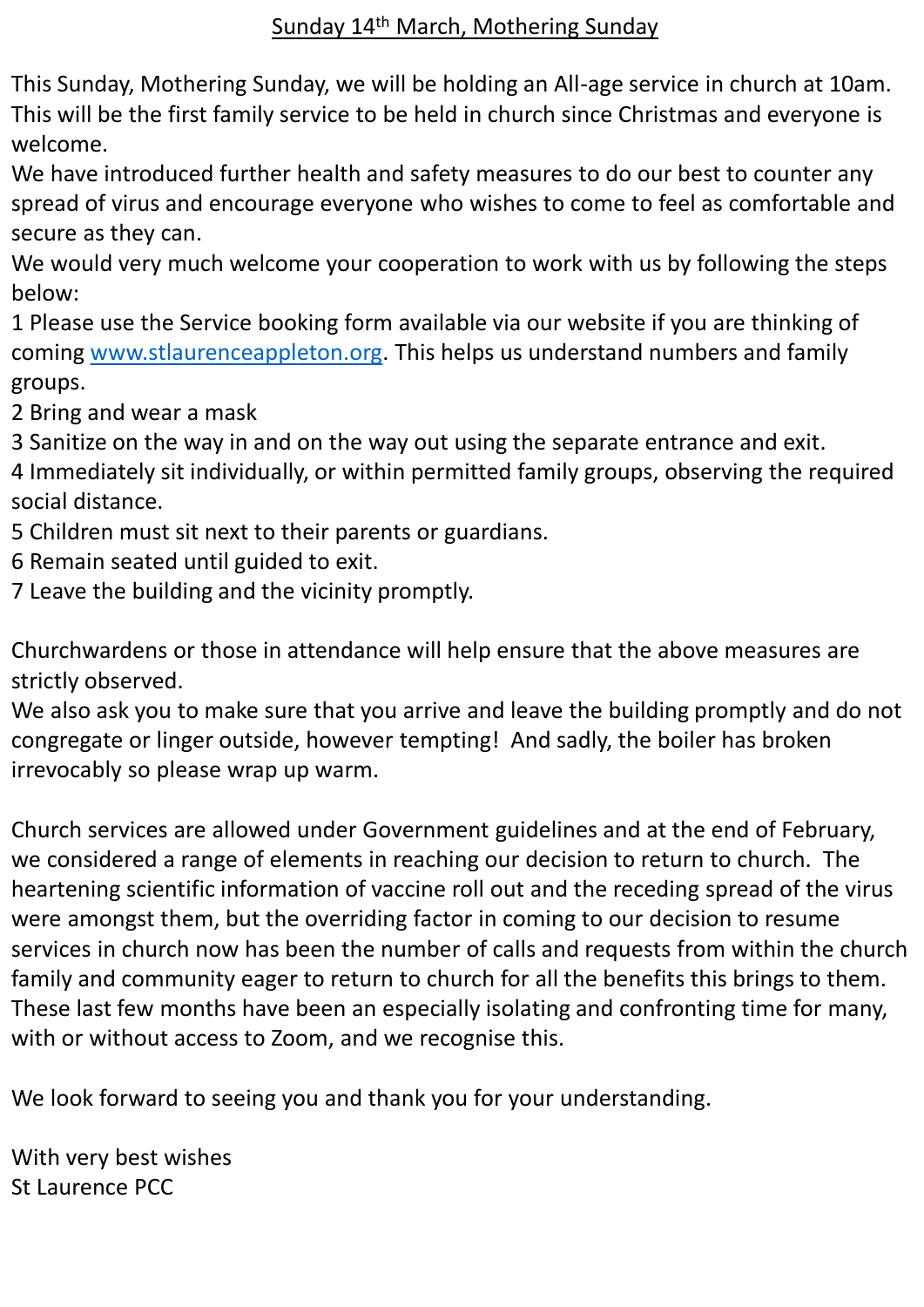# Sunday 14th March, Mothering Sunday

This Sunday, Mothering Sunday, we will be holding an All-age service in church at 10am. This will be the first family service to be held in church since Christmas and everyone is welcome.

We have introduced further health and safety measures to do our best to counter any spread of virus and encourage everyone who wishes to come to feel as comfortable and secure as they can.

We would very much welcome your cooperation to work with us by following the steps below:

1 Please use the Service booking form available via our website if you are thinking of coming www.stlaurenceappleton.org. This helps us understand numbers and family groups.
2 Bring and wear a mask
3 Sanitize on the way in and on the way out using the separate entrance and exit.
4 Immediately sit individually, or within permitted family groups, observing the required social distance.
5 Children must sit next to their parents or guardians.
6 Remain seated until guided to exit.
7 Leave the building and the vicinity promptly.

Churchwardens or those in attendance will help ensure that the above measures are strictly observed.

We also ask you to make sure that you arrive and leave the building promptly and do not congregate or linger outside, however tempting! And sadly, the boiler has broken irrevocably so please wrap up warm.

Church services are allowed under Government guidelines and at the end of February, we considered a range of elements in reaching our decision to return to church. The heartening scientific information of vaccine roll out and the receding spread of the virus were amongst them, but the overriding factor in coming to our decision to resume services in church now has been the number of calls and requests from within the church family and community eager to return to church for all the benefits this brings to them. These last few months have been an especially isolating and confronting time for many, with or without access to Zoom, and we recognise this.

We look forward to seeing you and thank you for your understanding.

With very best wishes
St Laurence PCC